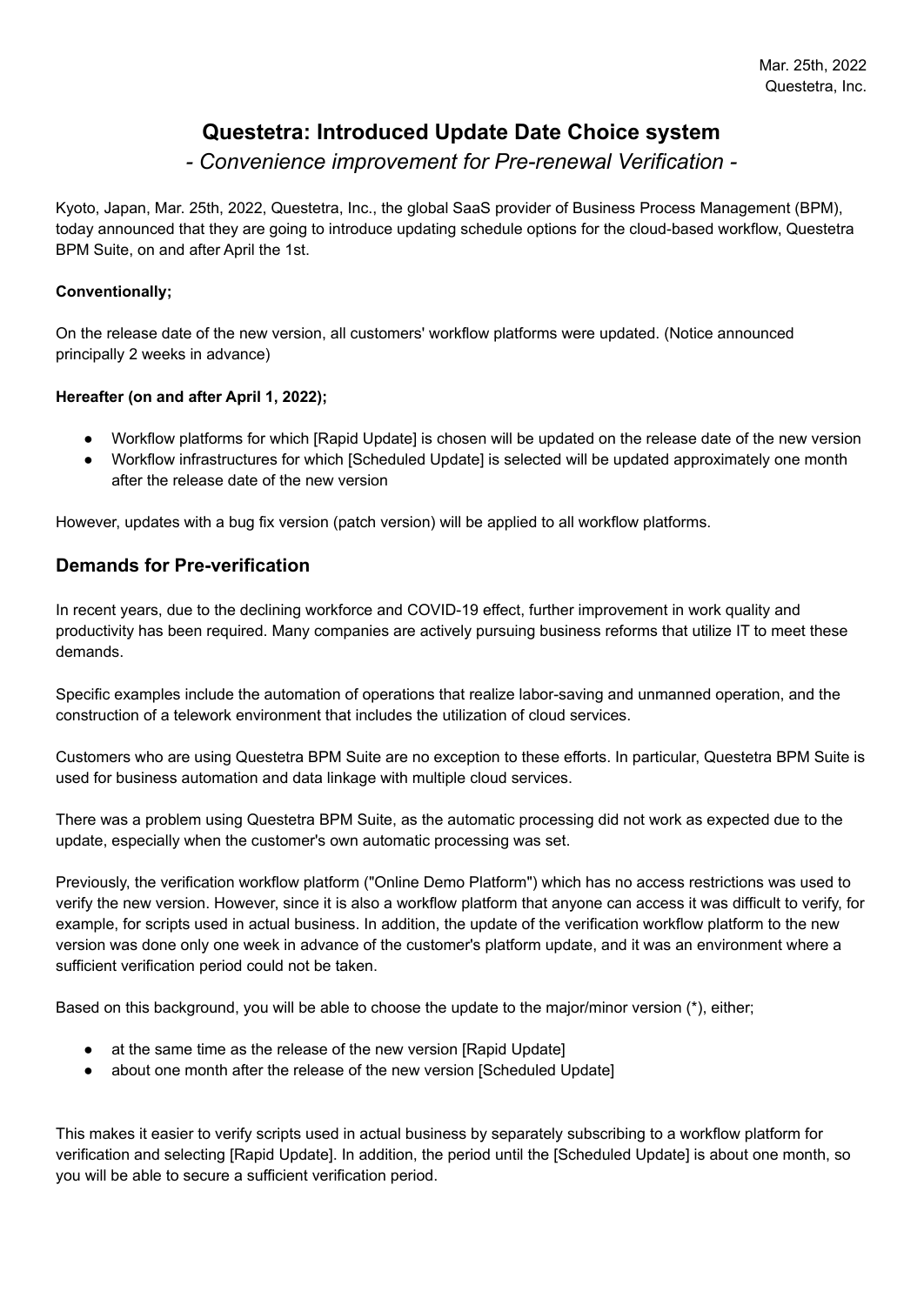Mar. 25th, 2022
Questetra, Inc.

# Questetra: Introduced Update Date Choice system

*- Convenience improvement for Pre-renewal Verification -*

Kyoto, Japan, Mar. 25th, 2022, Questetra, Inc., the global SaaS provider of Business Process Management (BPM), today announced that they are going to introduce updating schedule options for the cloud-based workflow, Questetra BPM Suite, on and after April the 1st.

**Conventionally;**

On the release date of the new version, all customers' workflow platforms were updated. (Notice announced principally 2 weeks in advance)

**Hereafter (on and after April 1, 2022);**

- Workflow platforms for which [Rapid Update] is chosen will be updated on the release date of the new version
- Workflow infrastructures for which [Scheduled Update] is selected will be updated approximately one month after the release date of the new version

However, updates with a bug fix version (patch version) will be applied to all workflow platforms.

## Demands for Pre-verification

In recent years, due to the declining workforce and COVID-19 effect, further improvement in work quality and productivity has been required. Many companies are actively pursuing business reforms that utilize IT to meet these demands.

Specific examples include the automation of operations that realize labor-saving and unmanned operation, and the construction of a telework environment that includes the utilization of cloud services.

Customers who are using Questetra BPM Suite are no exception to these efforts. In particular, Questetra BPM Suite is used for business automation and data linkage with multiple cloud services.

There was a problem using Questetra BPM Suite, as the automatic processing did not work as expected due to the update, especially when the customer's own automatic processing was set.

Previously, the verification workflow platform ("Online Demo Platform") which has no access restrictions was used to verify the new version. However, since it is also a workflow platform that anyone can access it was difficult to verify, for example, for scripts used in actual business. In addition, the update of the verification workflow platform to the new version was done only one week in advance of the customer's platform update, and it was an environment where a sufficient verification period could not be taken.

Based on this background, you will be able to choose the update to the major/minor version (*), either;

- at the same time as the release of the new version [Rapid Update]
- about one month after the release of the new version [Scheduled Update]

This makes it easier to verify scripts used in actual business by separately subscribing to a workflow platform for verification and selecting [Rapid Update]. In addition, the period until the [Scheduled Update] is about one month, so you will be able to secure a sufficient verification period.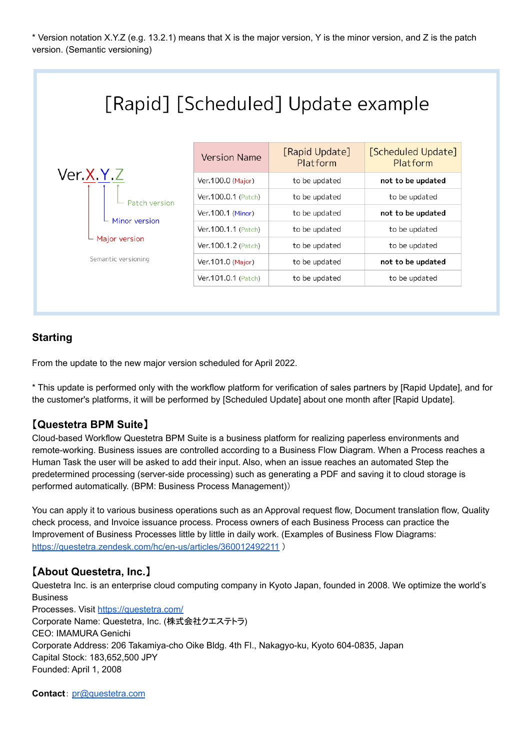* Version notation X.Y.Z (e.g. 13.2.1) means that X is the major version, Y is the minor version, and Z is the patch version. (Semantic versioning)

## [Rapid] [Scheduled] Update example

Ver.X.Y.Z

Patch version

Minor version

Major version

Semantic versioning

| Version Name | [Rapid Update] Platform | [Scheduled Update] Platform |
|---|---|---|
| Ver.100.0 (Major) | to be updated | **not to be updated** |
| Ver.100.0.1 (Patch) | to be updated | to be updated |
| Ver.100.1 (Minor) | to be updated | **not to be updated** |
| Ver.100.1.1 (Patch) | to be updated | to be updated |
| Ver.100.1.2 (Patch) | to be updated | to be updated |
| Ver.101.0 (Major) | to be updated | **not to be updated** |
| Ver.101.0.1 (Patch) | to be updated | to be updated |

### Starting

From the update to the new major version scheduled for April 2022.

* This update is performed only with the workflow platform for verification of sales partners by [Rapid Update], and for the customer's platforms, it will be performed by [Scheduled Update] about one month after [Rapid Update].

### 【Questetra BPM Suite】

Cloud-based Workflow Questetra BPM Suite is a business platform for realizing paperless environments and remote-working. Business issues are controlled according to a Business Flow Diagram. When a Process reaches a Human Task the user will be asked to add their input. Also, when an issue reaches an automated Step the predetermined processing (server-side processing) such as generating a PDF and saving it to cloud storage is performed automatically. (BPM: Business Process Management)）

You can apply it to various business operations such as an Approval request flow, Document translation flow, Quality check process, and Invoice issuance process. Process owners of each Business Process can practice the Improvement of Business Processes little by little in daily work. (Examples of Business Flow Diagrams: https://questetra.zendesk.com/hc/en-us/articles/360012492211 ）

### 【About Questetra, Inc.】

Questetra Inc. is an enterprise cloud computing company in Kyoto Japan, founded in 2008. We optimize the world's Business
Processes. Visit https://questetra.com/
Corporate Name: Questetra, Inc. (株式会社クエステトラ)
CEO: IMAMURA Genichi
Corporate Address: 206 Takamiya-cho Oike Bldg. 4th Fl., Nakagyo-ku, Kyoto 604-0835, Japan
Capital Stock: 183,652,500 JPY
Founded: April 1, 2008

**Contact**: pr@questetra.com